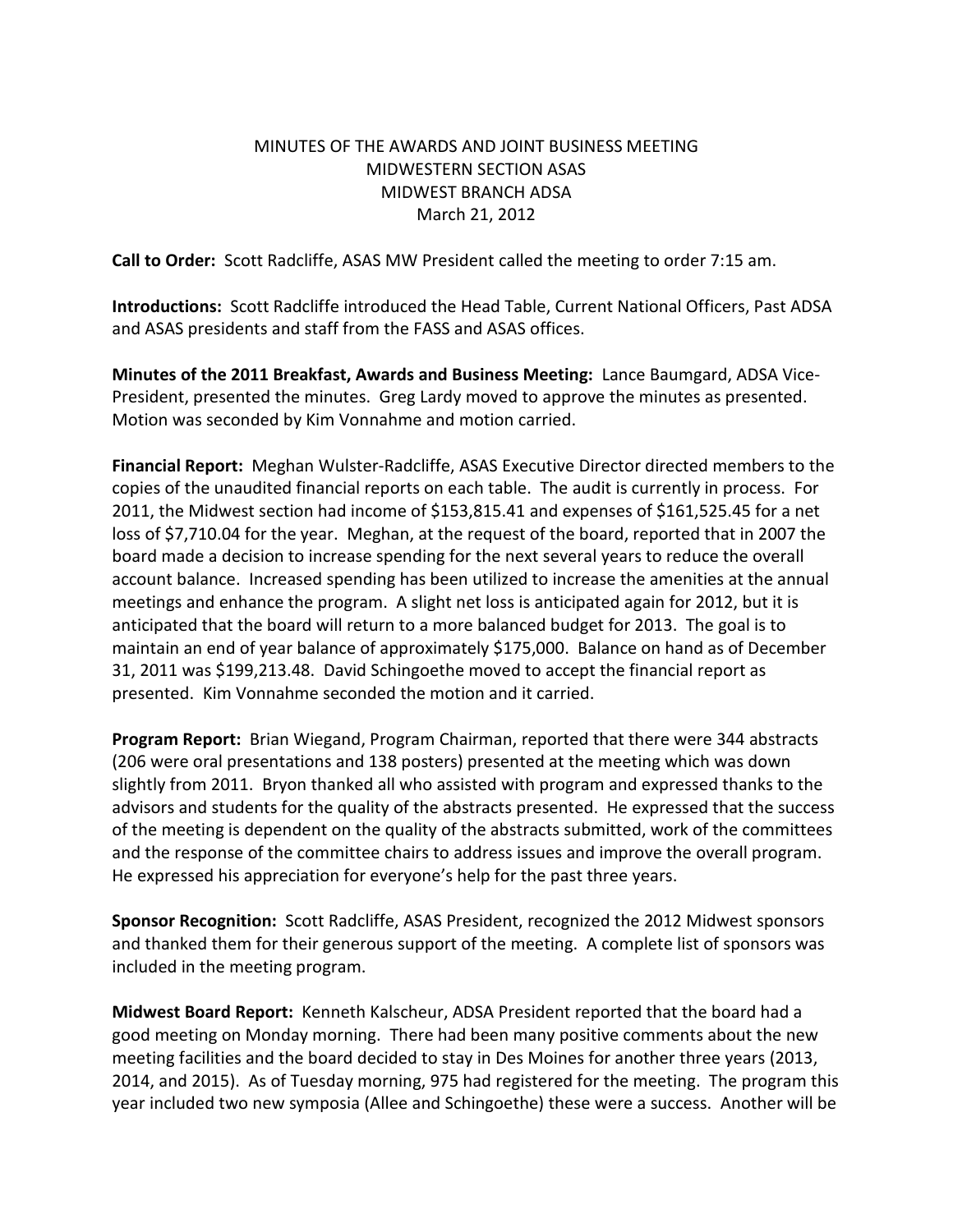MINUTES OF THE AWARDS AND JOINT BUSINESS MEETING
MIDWESTERN SECTION ASAS
MIDWEST BRANCH ADSA
March 21, 2012

**Call to Order:** Scott Radcliffe, ASAS MW President called the meeting to order 7:15 am.

**Introductions:** Scott Radcliffe introduced the Head Table, Current National Officers, Past ADSA and ASAS presidents and staff from the FASS and ASAS offices.

**Minutes of the 2011 Breakfast, Awards and Business Meeting:** Lance Baumgard, ADSA Vice-President, presented the minutes. Greg Lardy moved to approve the minutes as presented. Motion was seconded by Kim Vonnahme and motion carried.

**Financial Report:** Meghan Wulster-Radcliffe, ASAS Executive Director directed members to the copies of the unaudited financial reports on each table. The audit is currently in process. For 2011, the Midwest section had income of $153,815.41 and expenses of $161,525.45 for a net loss of $7,710.04 for the year. Meghan, at the request of the board, reported that in 2007 the board made a decision to increase spending for the next several years to reduce the overall account balance. Increased spending has been utilized to increase the amenities at the annual meetings and enhance the program. A slight net loss is anticipated again for 2012, but it is anticipated that the board will return to a more balanced budget for 2013. The goal is to maintain an end of year balance of approximately $175,000. Balance on hand as of December 31, 2011 was $199,213.48. David Schingoethe moved to accept the financial report as presented. Kim Vonnahme seconded the motion and it carried.

**Program Report:** Brian Wiegand, Program Chairman, reported that there were 344 abstracts (206 were oral presentations and 138 posters) presented at the meeting which was down slightly from 2011. Bryon thanked all who assisted with program and expressed thanks to the advisors and students for the quality of the abstracts presented. He expressed that the success of the meeting is dependent on the quality of the abstracts submitted, work of the committees and the response of the committee chairs to address issues and improve the overall program. He expressed his appreciation for everyone's help for the past three years.

**Sponsor Recognition:** Scott Radcliffe, ASAS President, recognized the 2012 Midwest sponsors and thanked them for their generous support of the meeting. A complete list of sponsors was included in the meeting program.

**Midwest Board Report:** Kenneth Kalscheur, ADSA President reported that the board had a good meeting on Monday morning. There had been many positive comments about the new meeting facilities and the board decided to stay in Des Moines for another three years (2013, 2014, and 2015). As of Tuesday morning, 975 had registered for the meeting. The program this year included two new symposia (Allee and Schingoethe) these were a success. Another will be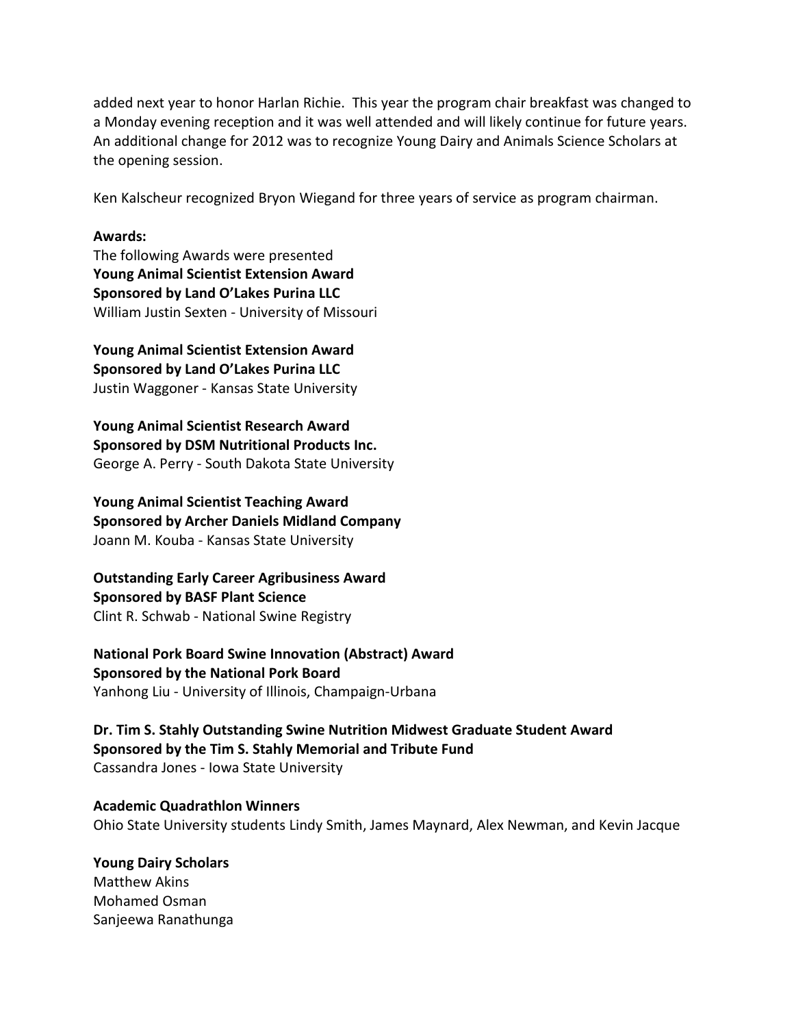added next year to honor Harlan Richie. This year the program chair breakfast was changed to a Monday evening reception and it was well attended and will likely continue for future years. An additional change for 2012 was to recognize Young Dairy and Animals Science Scholars at the opening session.

Ken Kalscheur recognized Bryon Wiegand for three years of service as program chairman.

**Awards:**

The following Awards were presented

**Young Animal Scientist Extension Award**
**Sponsored by Land O'Lakes Purina LLC**
William Justin Sexten - University of Missouri

**Young Animal Scientist Extension Award**
**Sponsored by Land O'Lakes Purina LLC**
Justin Waggoner - Kansas State University

**Young Animal Scientist Research Award**
**Sponsored by DSM Nutritional Products Inc.**
George A. Perry - South Dakota State University

**Young Animal Scientist Teaching Award**
**Sponsored by Archer Daniels Midland Company**
Joann M. Kouba - Kansas State University

**Outstanding Early Career Agribusiness Award**
**Sponsored by BASF Plant Science**
Clint R. Schwab - National Swine Registry

**National Pork Board Swine Innovation (Abstract) Award**
**Sponsored by the National Pork Board**
Yanhong Liu - University of Illinois, Champaign-Urbana

**Dr. Tim S. Stahly Outstanding Swine Nutrition Midwest Graduate Student Award**
**Sponsored by the Tim S. Stahly Memorial and Tribute Fund**
Cassandra Jones - Iowa State University

**Academic Quadrathlon Winners**
Ohio State University students Lindy Smith, James Maynard, Alex Newman, and Kevin Jacque

**Young Dairy Scholars**
Matthew Akins
Mohamed Osman
Sanjeewa Ranathunga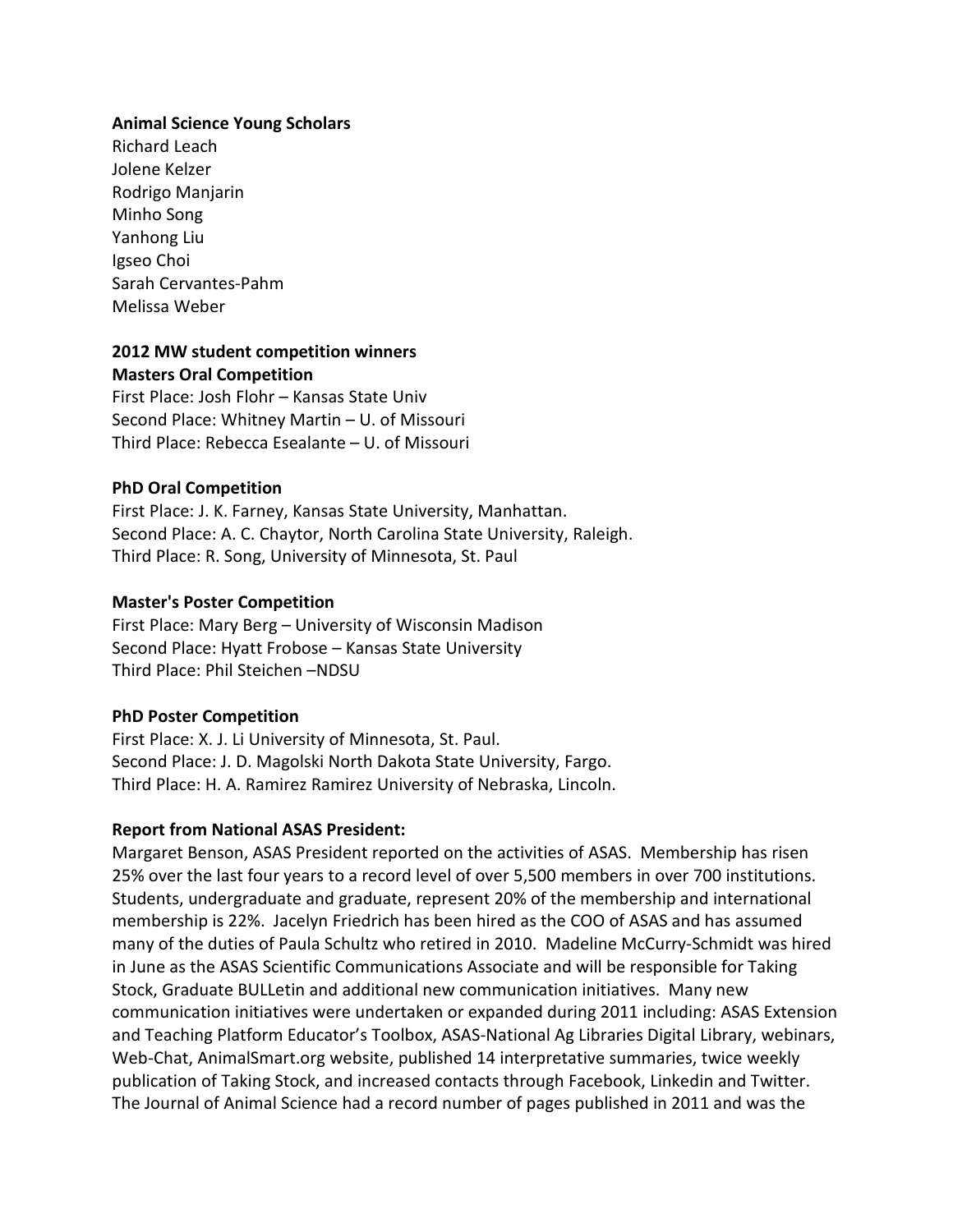**Animal Science Young Scholars**

Richard Leach
Jolene Kelzer
Rodrigo Manjarin
Minho Song
Yanhong Liu
Igseo Choi
Sarah Cervantes-Pahm
Melissa Weber

**2012 MW student competition winners**

**Masters Oral Competition**

First Place: Josh Flohr – Kansas State Univ
Second Place: Whitney Martin – U. of Missouri
Third Place: Rebecca Esealante – U. of Missouri

**PhD Oral Competition**

First Place: J. K. Farney, Kansas State University, Manhattan.
Second Place: A. C. Chaytor, North Carolina State University, Raleigh.
Third Place: R. Song, University of Minnesota, St. Paul

**Master's Poster Competition**

First Place: Mary Berg – University of Wisconsin Madison
Second Place: Hyatt Frobose – Kansas State University
Third Place: Phil Steichen –NDSU

**PhD Poster Competition**

First Place: X. J. Li University of Minnesota, St. Paul.
Second Place: J. D. Magolski North Dakota State University, Fargo.
Third Place: H. A. Ramirez Ramirez University of Nebraska, Lincoln.

**Report from National ASAS President:**

Margaret Benson, ASAS President reported on the activities of ASAS. Membership has risen 25% over the last four years to a record level of over 5,500 members in over 700 institutions. Students, undergraduate and graduate, represent 20% of the membership and international membership is 22%. Jacelyn Friedrich has been hired as the COO of ASAS and has assumed many of the duties of Paula Schultz who retired in 2010. Madeline McCurry-Schmidt was hired in June as the ASAS Scientific Communications Associate and will be responsible for Taking Stock, Graduate BULLetin and additional new communication initiatives. Many new communication initiatives were undertaken or expanded during 2011 including: ASAS Extension and Teaching Platform Educator's Toolbox, ASAS-National Ag Libraries Digital Library, webinars, Web-Chat, AnimalSmart.org website, published 14 interpretative summaries, twice weekly publication of Taking Stock, and increased contacts through Facebook, Linkedin and Twitter. The Journal of Animal Science had a record number of pages published in 2011 and was the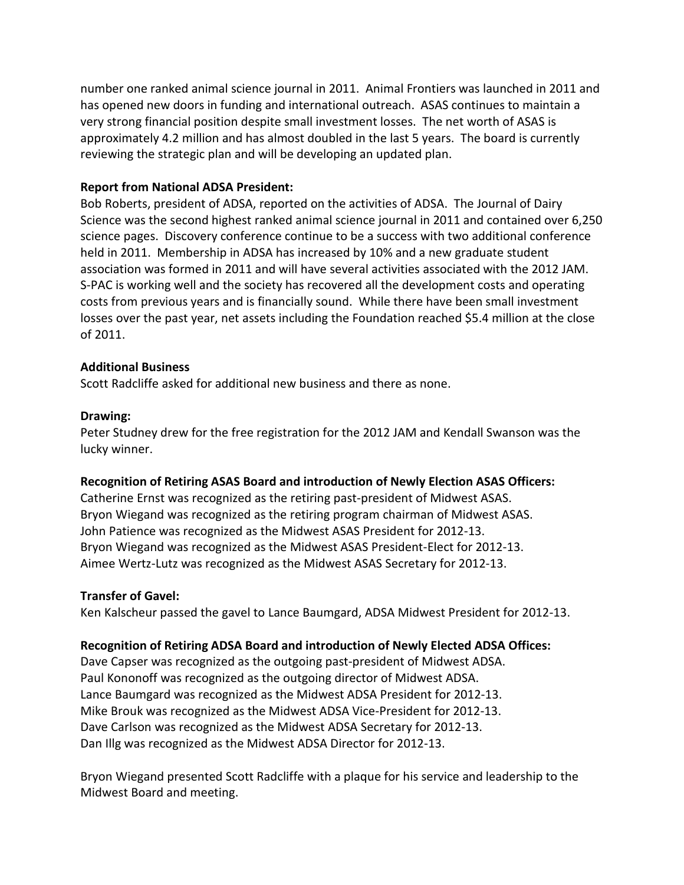number one ranked animal science journal in 2011. Animal Frontiers was launched in 2011 and has opened new doors in funding and international outreach. ASAS continues to maintain a very strong financial position despite small investment losses. The net worth of ASAS is approximately 4.2 million and has almost doubled in the last 5 years. The board is currently reviewing the strategic plan and will be developing an updated plan.

**Report from National ADSA President:**
Bob Roberts, president of ADSA, reported on the activities of ADSA. The Journal of Dairy Science was the second highest ranked animal science journal in 2011 and contained over 6,250 science pages. Discovery conference continue to be a success with two additional conference held in 2011. Membership in ADSA has increased by 10% and a new graduate student association was formed in 2011 and will have several activities associated with the 2012 JAM. S-PAC is working well and the society has recovered all the development costs and operating costs from previous years and is financially sound. While there have been small investment losses over the past year, net assets including the Foundation reached $5.4 million at the close of 2011.

**Additional Business**
Scott Radcliffe asked for additional new business and there as none.

**Drawing:**
Peter Studney drew for the free registration for the 2012 JAM and Kendall Swanson was the lucky winner.

**Recognition of Retiring ASAS Board and introduction of Newly Election ASAS Officers:**
Catherine Ernst was recognized as the retiring past-president of Midwest ASAS.
Bryon Wiegand was recognized as the retiring program chairman of Midwest ASAS.
John Patience was recognized as the Midwest ASAS President for 2012-13.
Bryon Wiegand was recognized as the Midwest ASAS President-Elect for 2012-13.
Aimee Wertz-Lutz was recognized as the Midwest ASAS Secretary for 2012-13.

**Transfer of Gavel:**
Ken Kalscheur passed the gavel to Lance Baumgard, ADSA Midwest President for 2012-13.

**Recognition of Retiring ADSA Board and introduction of Newly Elected ADSA Offices:**
Dave Capser was recognized as the outgoing past-president of Midwest ADSA.
Paul Kononoff was recognized as the outgoing director of Midwest ADSA.
Lance Baumgard was recognized as the Midwest ADSA President for 2012-13.
Mike Brouk was recognized as the Midwest ADSA Vice-President for 2012-13.
Dave Carlson was recognized as the Midwest ADSA Secretary for 2012-13.
Dan Illg was recognized as the Midwest ADSA Director for 2012-13.

Bryon Wiegand presented Scott Radcliffe with a plaque for his service and leadership to the Midwest Board and meeting.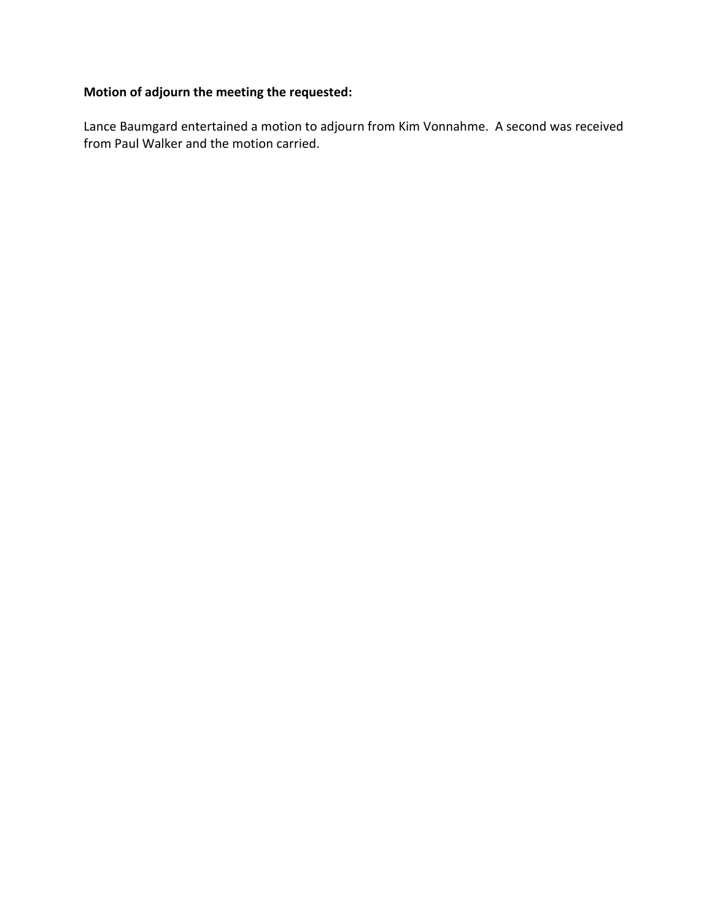**Motion of adjourn the meeting the requested:**

Lance Baumgard entertained a motion to adjourn from Kim Vonnahme. A second was received from Paul Walker and the motion carried.